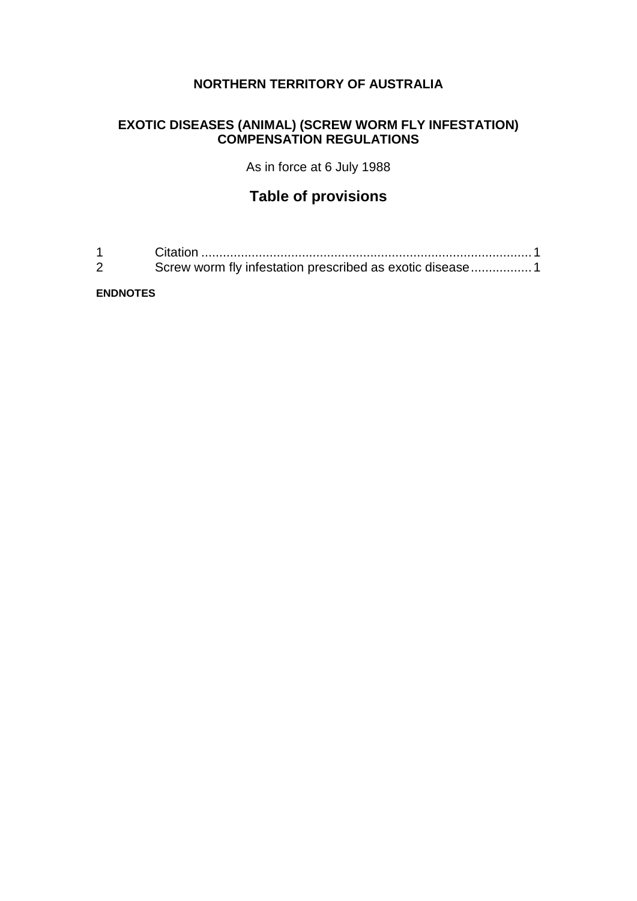**NORTHERN TERRITORY OF AUSTRALIA**

# EXOTIC DISEASES (ANIMAL) (SCREW WORM FLY INFESTATION) COMPENSATION REGULATIONS

As in force at 6 July 1988

## Table of provisions

| | | |
|---|---|---|
| 1 | Citation | 1 |
| 2 | Screw worm fly infestation prescribed as exotic disease | 1 |

**ENDNOTES**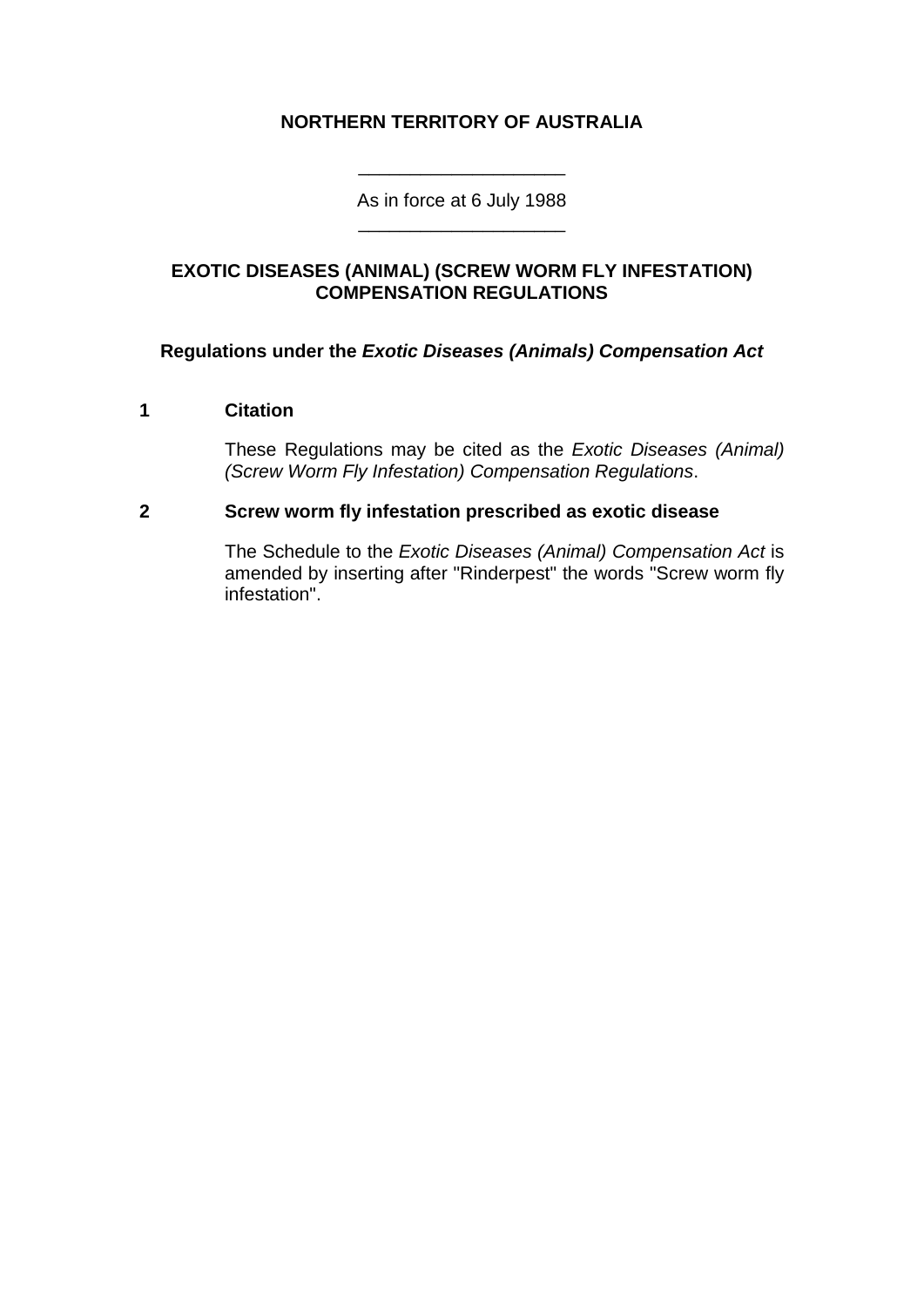**NORTHERN TERRITORY OF AUSTRALIA**

---

As in force at 6 July 1988

---

# EXOTIC DISEASES (ANIMAL) (SCREW WORM FLY INFESTATION) COMPENSATION REGULATIONS

**Regulations under the *Exotic Diseases (Animals) Compensation Act***

## 1 Citation

These Regulations may be cited as the *Exotic Diseases (Animal) (Screw Worm Fly Infestation) Compensation Regulations*.

## 2 Screw worm fly infestation prescribed as exotic disease

The Schedule to the *Exotic Diseases (Animal) Compensation Act* is amended by inserting after "Rinderpest" the words "Screw worm fly infestation".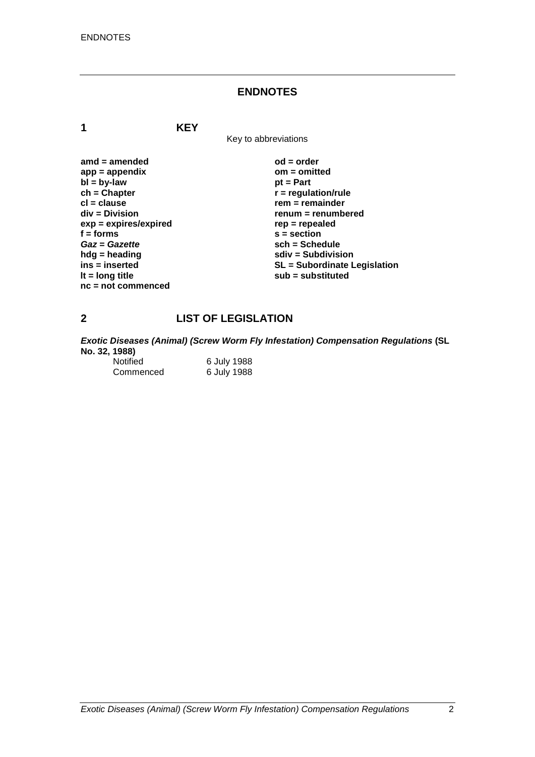## ENDNOTES

### 1 KEY

Key to abbreviations

**amd = amended**
**app = appendix**
**bl = by-law**
**ch = Chapter**
**cl = clause**
**div = Division**
**exp = expires/expired**
**f = forms**
***Gaz* = *Gazette***
**hdg = heading**
**ins = inserted**
**lt = long title**
**nc = not commenced**
**od = order**
**om = omitted**
**pt = Part**
**r = regulation/rule**
**rem = remainder**
**renum = renumbered**
**rep = repealed**
**s = section**
**sch = Schedule**
**sdiv = Subdivision**
**SL = Subordinate Legislation**
**sub = substituted**

### 2 LIST OF LEGISLATION

***Exotic Diseases (Animal) (Screw Worm Fly Infestation) Compensation Regulations* (SL No. 32, 1988)**

| | |
|---|---|
| Notified | 6 July 1988 |
| Commenced | 6 July 1988 |